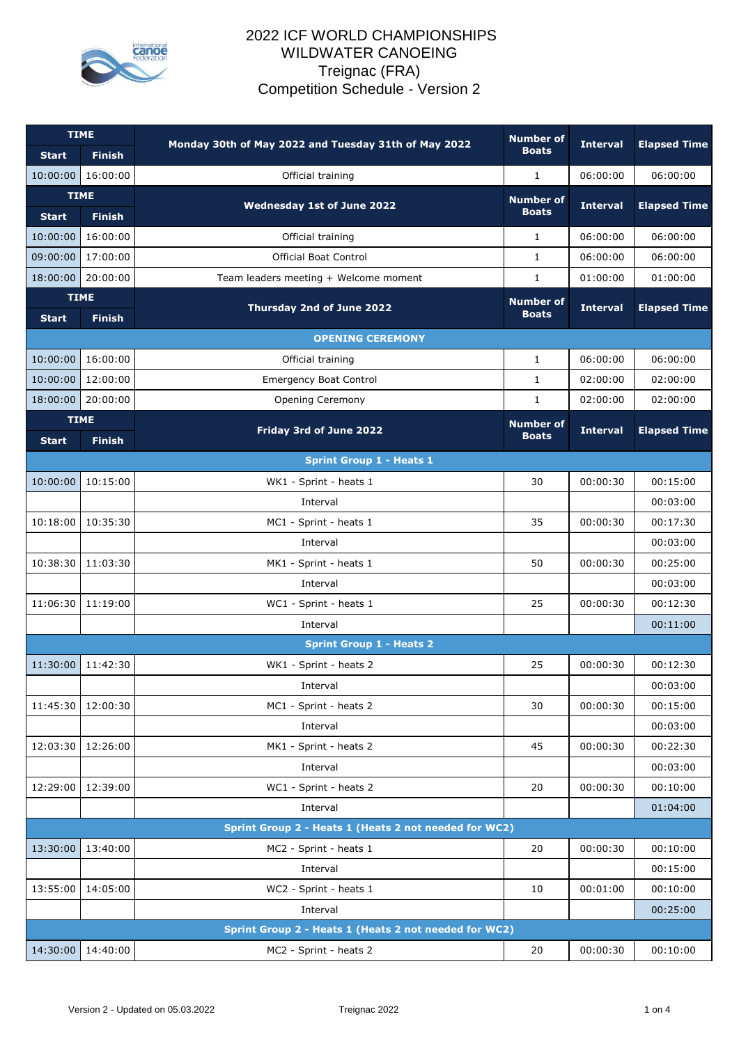# 2022 ICF WORLD CHAMPIONSHIPS
# WILDWATER CANOEING
# Treignac (FRA)
# Competition Schedule - Version 2

| TIME | | Monday 30th of May 2022 and Tuesday 31th of May 2022 | Number of Boats | Interval | Elapsed Time |
|---|---|---|---|---|---|
| **Start** | **Finish** | | | | |
| 10:00:00 | 16:00:00 | Official training | 1 | 06:00:00 | 06:00:00 |
| **TIME** | | **Wednesday 1st of June 2022** | **Number of Boats** | **Interval** | **Elapsed Time** |
| **Start** | **Finish** | | | | |
| 10:00:00 | 16:00:00 | Official training | 1 | 06:00:00 | 06:00:00 |
| 09:00:00 | 17:00:00 | Official Boat Control | 1 | 06:00:00 | 06:00:00 |
| 18:00:00 | 20:00:00 | Team leaders meeting + Welcome moment | 1 | 01:00:00 | 01:00:00 |
| **TIME** | | **Thursday 2nd of June 2022** | **Number of Boats** | **Interval** | **Elapsed Time** |
| **Start** | **Finish** | | | | |
| | | **OPENING CEREMONY** | | | |
| 10:00:00 | 16:00:00 | Official training | 1 | 06:00:00 | 06:00:00 |
| 10:00:00 | 12:00:00 | Emergency Boat Control | 1 | 02:00:00 | 02:00:00 |
| 18:00:00 | 20:00:00 | Opening Ceremony | 1 | 02:00:00 | 02:00:00 |
| **TIME** | | **Friday 3rd of June 2022** | **Number of Boats** | **Interval** | **Elapsed Time** |
| **Start** | **Finish** | | | | |
| | | **Sprint Group 1 - Heats 1** | | | |
| 10:00:00 | 10:15:00 | WK1 - Sprint - heats 1 | 30 | 00:00:30 | 00:15:00 |
| | | Interval | | | 00:03:00 |
| 10:18:00 | 10:35:30 | MC1 - Sprint - heats 1 | 35 | 00:00:30 | 00:17:30 |
| | | Interval | | | 00:03:00 |
| 10:38:30 | 11:03:30 | MK1 - Sprint - heats 1 | 50 | 00:00:30 | 00:25:00 |
| | | Interval | | | 00:03:00 |
| 11:06:30 | 11:19:00 | WC1 - Sprint - heats 1 | 25 | 00:00:30 | 00:12:30 |
| | | Interval | | | 00:11:00 |
| | | **Sprint Group 1 - Heats 2** | | | |
| 11:30:00 | 11:42:30 | WK1 - Sprint - heats 2 | 25 | 00:00:30 | 00:12:30 |
| | | Interval | | | 00:03:00 |
| 11:45:30 | 12:00:30 | MC1 - Sprint - heats 2 | 30 | 00:00:30 | 00:15:00 |
| | | Interval | | | 00:03:00 |
| 12:03:30 | 12:26:00 | MK1 - Sprint - heats 2 | 45 | 00:00:30 | 00:22:30 |
| | | Interval | | | 00:03:00 |
| 12:29:00 | 12:39:00 | WC1 - Sprint - heats 2 | 20 | 00:00:30 | 00:10:00 |
| | | Interval | | | 01:04:00 |
| | | **Sprint Group 2 - Heats 1 (Heats 2 not needed for WC2)** | | | |
| 13:30:00 | 13:40:00 | MC2 - Sprint - heats 1 | 20 | 00:00:30 | 00:10:00 |
| | | Interval | | | 00:15:00 |
| 13:55:00 | 14:05:00 | WC2 - Sprint - heats 1 | 10 | 00:01:00 | 00:10:00 |
| | | Interval | | | 00:25:00 |
| | | **Sprint Group 2 - Heats 1 (Heats 2 not needed for WC2)** | | | |
| 14:30:00 | 14:40:00 | MC2 - Sprint - heats 2 | 20 | 00:00:30 | 00:10:00 |

Version 2 - Updated on 05.03.2022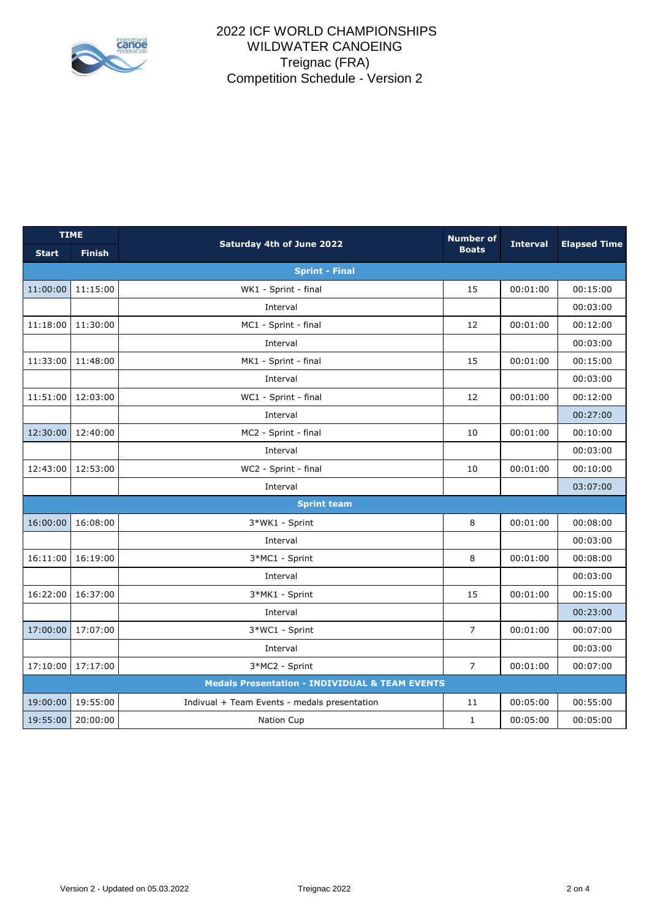# 2022 ICF WORLD CHAMPIONSHIPS
# WILDWATER CANOEING
# Treignac (FRA)
# Competition Schedule - Version 2

| TIME | | Saturday 4th of June 2022 | Number of Boats | Interval | Elapsed Time |
|---|---|---|---|---|---|
| Start | Finish | | | | |
| | | **Sprint - Final** | | | |
| 11:00:00 | 11:15:00 | WK1 - Sprint - final | 15 | 00:01:00 | 00:15:00 |
| | | Interval | | | 00:03:00 |
| 11:18:00 | 11:30:00 | MC1 - Sprint - final | 12 | 00:01:00 | 00:12:00 |
| | | Interval | | | 00:03:00 |
| 11:33:00 | 11:48:00 | MK1 - Sprint - final | 15 | 00:01:00 | 00:15:00 |
| | | Interval | | | 00:03:00 |
| 11:51:00 | 12:03:00 | WC1 - Sprint - final | 12 | 00:01:00 | 00:12:00 |
| | | Interval | | | 00:27:00 |
| 12:30:00 | 12:40:00 | MC2 - Sprint - final | 10 | 00:01:00 | 00:10:00 |
| | | Interval | | | 00:03:00 |
| 12:43:00 | 12:53:00 | WC2 - Sprint - final | 10 | 00:01:00 | 00:10:00 |
| | | Interval | | | 03:07:00 |
| | | **Sprint team** | | | |
| 16:00:00 | 16:08:00 | 3*WK1 - Sprint | 8 | 00:01:00 | 00:08:00 |
| | | Interval | | | 00:03:00 |
| 16:11:00 | 16:19:00 | 3*MC1 - Sprint | 8 | 00:01:00 | 00:08:00 |
| | | Interval | | | 00:03:00 |
| 16:22:00 | 16:37:00 | 3*MK1 - Sprint | 15 | 00:01:00 | 00:15:00 |
| | | Interval | | | 00:23:00 |
| 17:00:00 | 17:07:00 | 3*WC1 - Sprint | 7 | 00:01:00 | 00:07:00 |
| | | Interval | | | 00:03:00 |
| 17:10:00 | 17:17:00 | 3*MC2 - Sprint | 7 | 00:01:00 | 00:07:00 |
| | | **Medals Presentation - INDIVIDUAL & TEAM EVENTS** | | | |
| 19:00:00 | 19:55:00 | Indivual + Team Events - medals presentation | 11 | 00:05:00 | 00:55:00 |
| 19:55:00 | 20:00:00 | Nation Cup | 1 | 00:05:00 | 00:05:00 |

Version 2 - Updated on 05.03.2022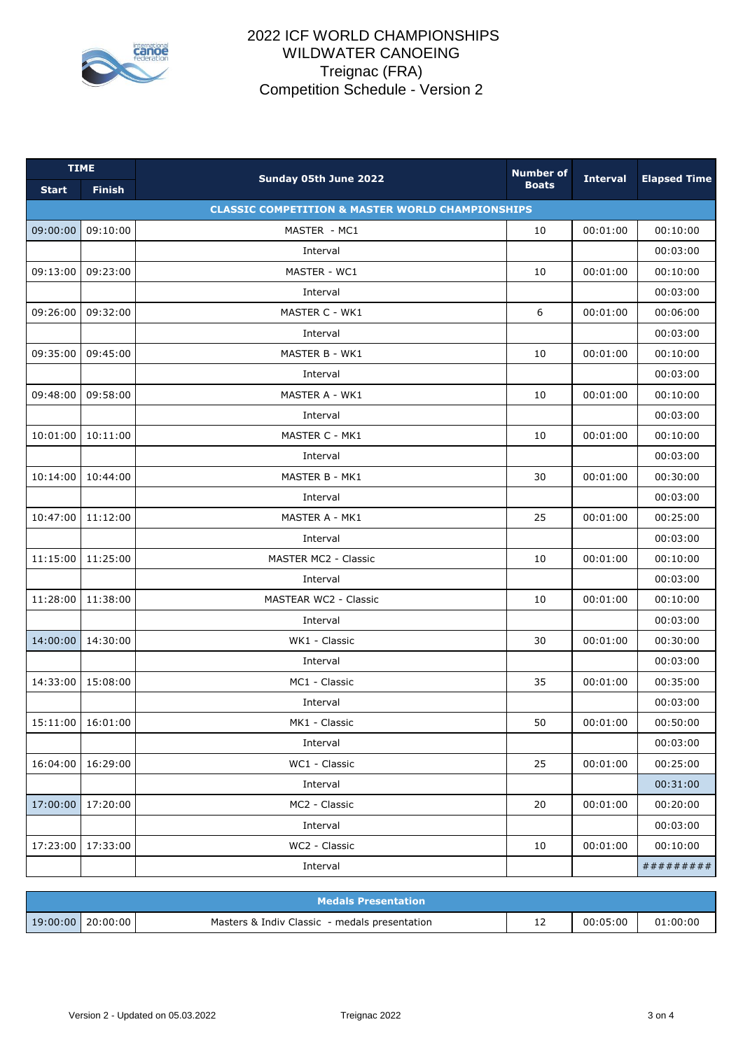# 2022 ICF WORLD CHAMPIONSHIPS
# WILDWATER CANOEING
# Treignac (FRA)
# Competition Schedule - Version 2

| TIME | | Sunday 05th June 2022 | Number of Boats | Interval | Elapsed Time |
|---|---|---|---|---|---|
| **Start** | **Finish** | | | | |
| | | **CLASSIC COMPETITION & MASTER WORLD CHAMPIONSHIPS** | | | |
| 09:00:00 | 09:10:00 | MASTER - MC1 | 10 | 00:01:00 | 00:10:00 |
| | | Interval | | | 00:03:00 |
| 09:13:00 | 09:23:00 | MASTER - WC1 | 10 | 00:01:00 | 00:10:00 |
| | | Interval | | | 00:03:00 |
| 09:26:00 | 09:32:00 | MASTER C - WK1 | 6 | 00:01:00 | 00:06:00 |
| | | Interval | | | 00:03:00 |
| 09:35:00 | 09:45:00 | MASTER B - WK1 | 10 | 00:01:00 | 00:10:00 |
| | | Interval | | | 00:03:00 |
| 09:48:00 | 09:58:00 | MASTER A - WK1 | 10 | 00:01:00 | 00:10:00 |
| | | Interval | | | 00:03:00 |
| 10:01:00 | 10:11:00 | MASTER C - MK1 | 10 | 00:01:00 | 00:10:00 |
| | | Interval | | | 00:03:00 |
| 10:14:00 | 10:44:00 | MASTER B - MK1 | 30 | 00:01:00 | 00:30:00 |
| | | Interval | | | 00:03:00 |
| 10:47:00 | 11:12:00 | MASTER A - MK1 | 25 | 00:01:00 | 00:25:00 |
| | | Interval | | | 00:03:00 |
| 11:15:00 | 11:25:00 | MASTER MC2 - Classic | 10 | 00:01:00 | 00:10:00 |
| | | Interval | | | 00:03:00 |
| 11:28:00 | 11:38:00 | MASTEAR WC2 - Classic | 10 | 00:01:00 | 00:10:00 |
| | | Interval | | | 00:03:00 |
| 14:00:00 | 14:30:00 | WK1 - Classic | 30 | 00:01:00 | 00:30:00 |
| | | Interval | | | 00:03:00 |
| 14:33:00 | 15:08:00 | MC1 - Classic | 35 | 00:01:00 | 00:35:00 |
| | | Interval | | | 00:03:00 |
| 15:11:00 | 16:01:00 | MK1 - Classic | 50 | 00:01:00 | 00:50:00 |
| | | Interval | | | 00:03:00 |
| 16:04:00 | 16:29:00 | WC1 - Classic | 25 | 00:01:00 | 00:25:00 |
| | | Interval | | | 00:31:00 |
| 17:00:00 | 17:20:00 | MC2 - Classic | 20 | 00:01:00 | 00:20:00 |
| | | Interval | | | 00:03:00 |
| 17:23:00 | 17:33:00 | WC2 - Classic | 10 | 00:01:00 | 00:10:00 |
| | | Interval | | | ######### |

| | | Medals Presentation | | | |
|---|---|---|---|---|---|
| 19:00:00 | 20:00:00 | Masters & Indiv Classic - medals presentation | 12 | 00:05:00 | 01:00:00 |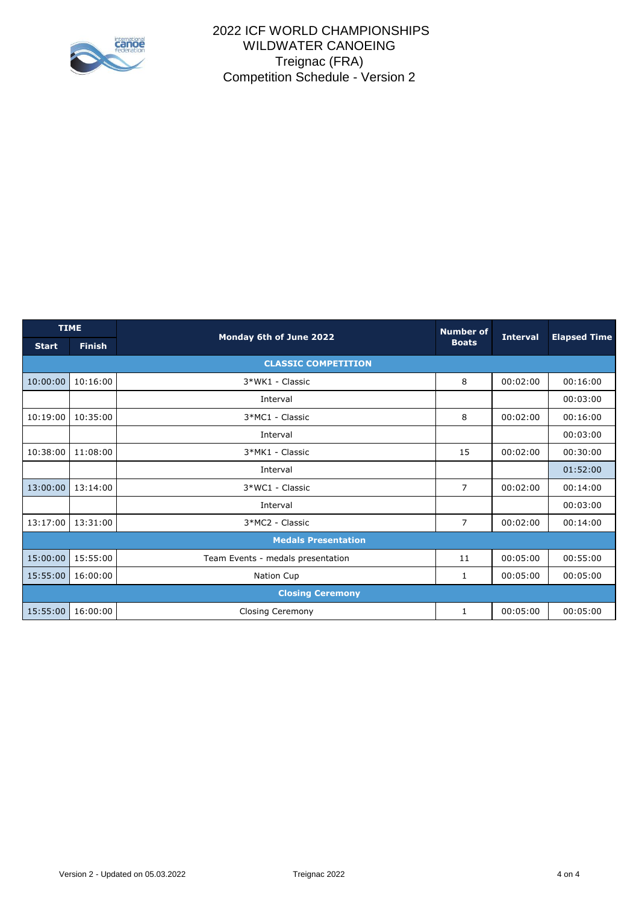# 2022 ICF WORLD CHAMPIONSHIPS
## WILDWATER CANOEING
## Treignac (FRA)
## Competition Schedule - Version 2

| TIME | | Monday 6th of June 2022 | Number of Boats | Interval | Elapsed Time |
|---|---|---|---|---|---|
| Start | Finish | | | | |
| | | **CLASSIC COMPETITION** | | | |
| 10:00:00 | 10:16:00 | 3*WK1 - Classic | 8 | 00:02:00 | 00:16:00 |
| | | Interval | | | 00:03:00 |
| 10:19:00 | 10:35:00 | 3*MC1 - Classic | 8 | 00:02:00 | 00:16:00 |
| | | Interval | | | 00:03:00 |
| 10:38:00 | 11:08:00 | 3*MK1 - Classic | 15 | 00:02:00 | 00:30:00 |
| | | Interval | | | 01:52:00 |
| 13:00:00 | 13:14:00 | 3*WC1 - Classic | 7 | 00:02:00 | 00:14:00 |
| | | Interval | | | 00:03:00 |
| 13:17:00 | 13:31:00 | 3*MC2 - Classic | 7 | 00:02:00 | 00:14:00 |
| | | **Medals Presentation** | | | |
| 15:00:00 | 15:55:00 | Team Events - medals presentation | 11 | 00:05:00 | 00:55:00 |
| 15:55:00 | 16:00:00 | Nation Cup | 1 | 00:05:00 | 00:05:00 |
| | | **Closing Ceremony** | | | |
| 15:55:00 | 16:00:00 | Closing Ceremony | 1 | 00:05:00 | 00:05:00 |

Version 2 - Updated on 05.03.2022 Treignac 2022